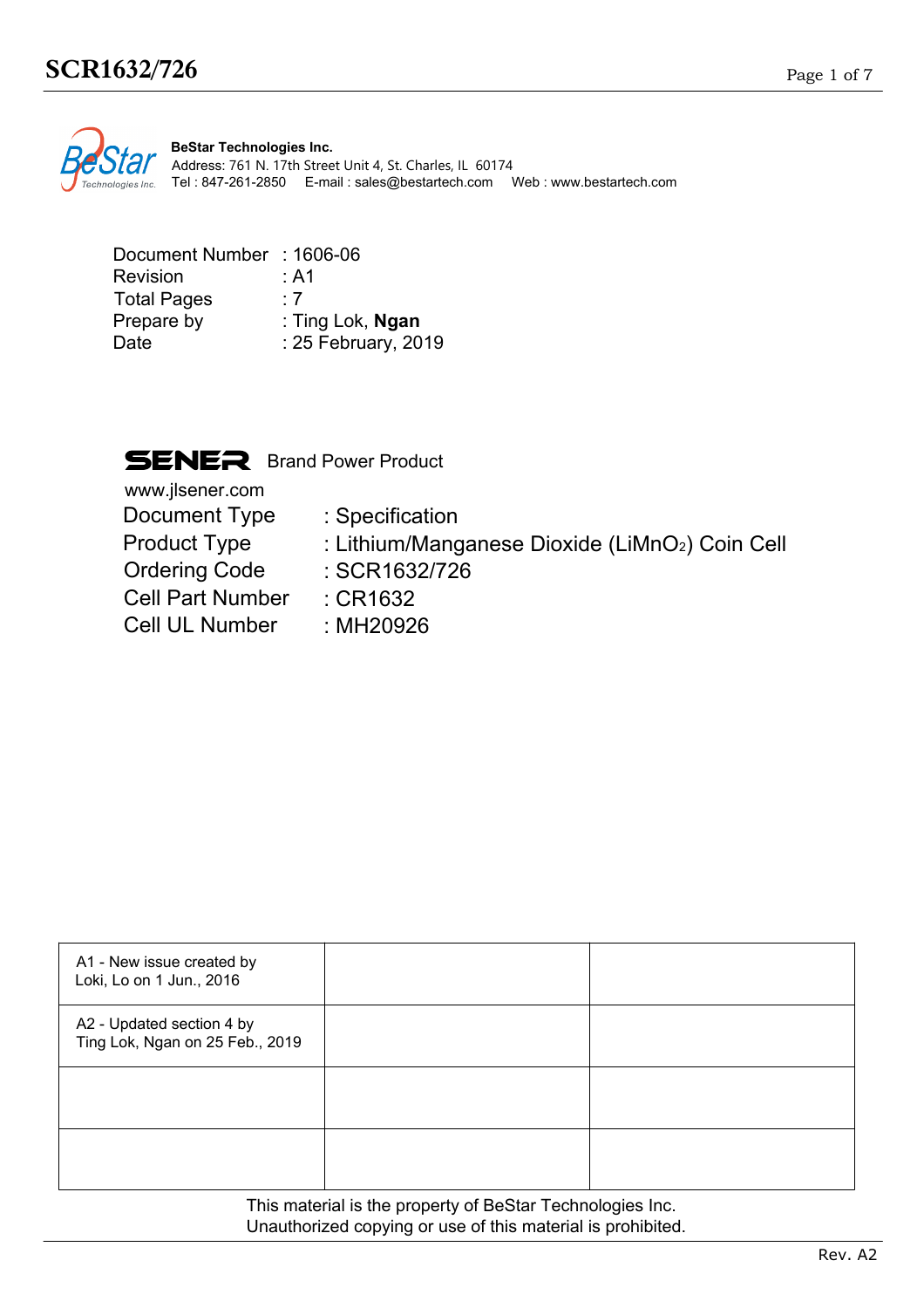**BeStar Technologies Inc.**
Address: 761 N. 17th Street Unit 4, St. Charles, IL 60174
Tel : 847-261-2850 E-mail : sales@bestartech.com Web : www.bestartech.com

| | |
|---|---|
| Document Number | : 1606-06 |
| Revision | : A1 |
| Total Pages | : 7 |
| Prepare by | : Ting Lok, **Ngan** |
| Date | : 25 February, 2019 |

**SENER** Brand Power Product

www.jlsener.com

| | |
|---|---|
| Document Type | : Specification |
| Product Type | : Lithium/Manganese Dioxide ($LiMnO_2$) Coin Cell |
| Ordering Code | : SCR1632/726 |
| Cell Part Number | : CR1632 |
| Cell UL Number | : MH20926 |

| | | |
|---|---|---|
| A1 - New issue created by Loki, Lo on 1 Jun., 2016 | | |
| A2 - Updated section 4 by Ting Lok, Ngan on 25 Feb., 2019 | | |
| | | |
| | | |

This material is the property of BeStar Technologies Inc.
Unauthorized copying or use of this material is prohibited.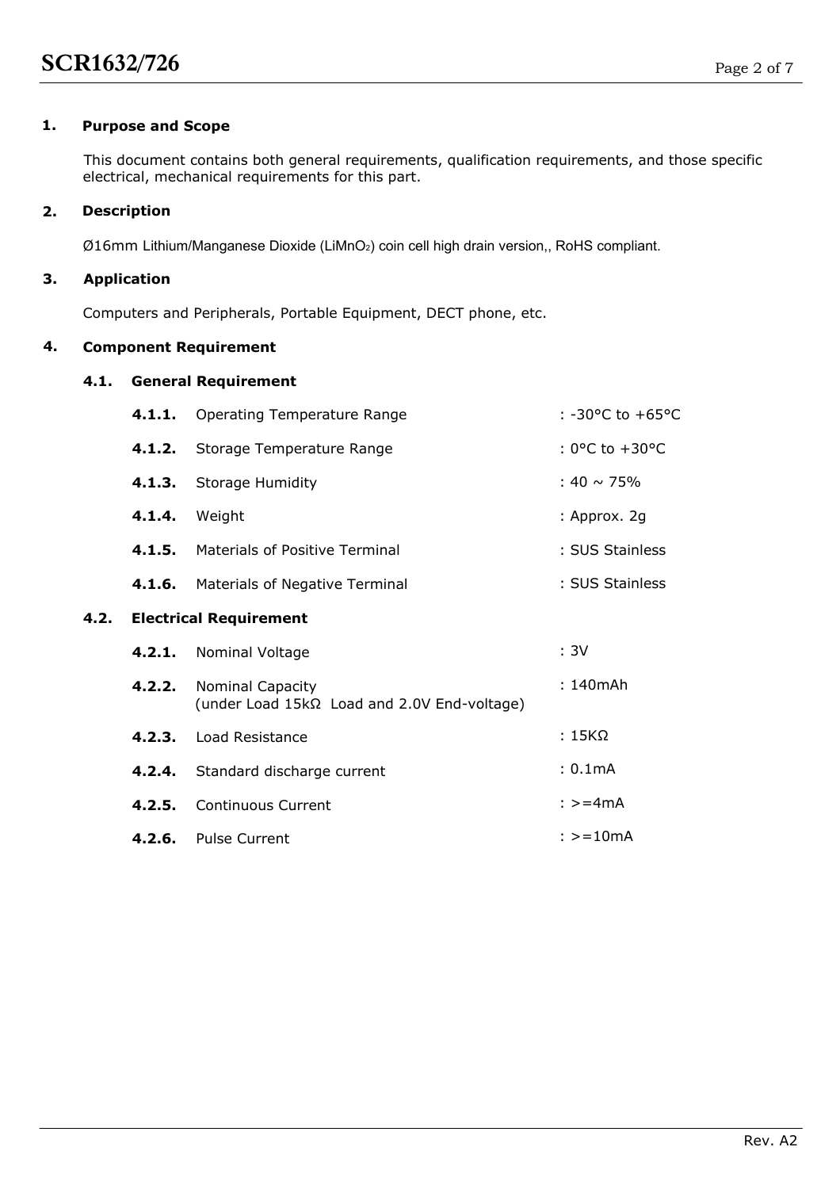## 1. Purpose and Scope

This document contains both general requirements, qualification requirements, and those specific electrical, mechanical requirements for this part.

## 2. Description

Ø16mm Lithium/Manganese Dioxide ($LiMnO_2$) coin cell high drain version,, RoHS compliant.

## 3. Application

Computers and Peripherals, Portable Equipment, DECT phone, etc.

## 4. Component Requirement

### 4.1. General Requirement

| | | |
|---|---|---|
| **4.1.1.** | Operating Temperature Range | : -30°C to +65°C |
| **4.1.2.** | Storage Temperature Range | : 0°C to +30°C |
| **4.1.3.** | Storage Humidity | : 40 ~ 75% |
| **4.1.4.** | Weight | : Approx. 2g |
| **4.1.5.** | Materials of Positive Terminal | : SUS Stainless |
| **4.1.6.** | Materials of Negative Terminal | : SUS Stainless |

### 4.2. Electrical Requirement

| | | |
|---|---|---|
| **4.2.1.** | Nominal Voltage | : 3V |
| **4.2.2.** | Nominal Capacity (under Load 15kΩ Load and 2.0V End-voltage) | : 140mAh |
| **4.2.3.** | Load Resistance | : 15KΩ |
| **4.2.4.** | Standard discharge current | : 0.1mA |
| **4.2.5.** | Continuous Current | : >=4mA |
| **4.2.6.** | Pulse Current | : >=10mA |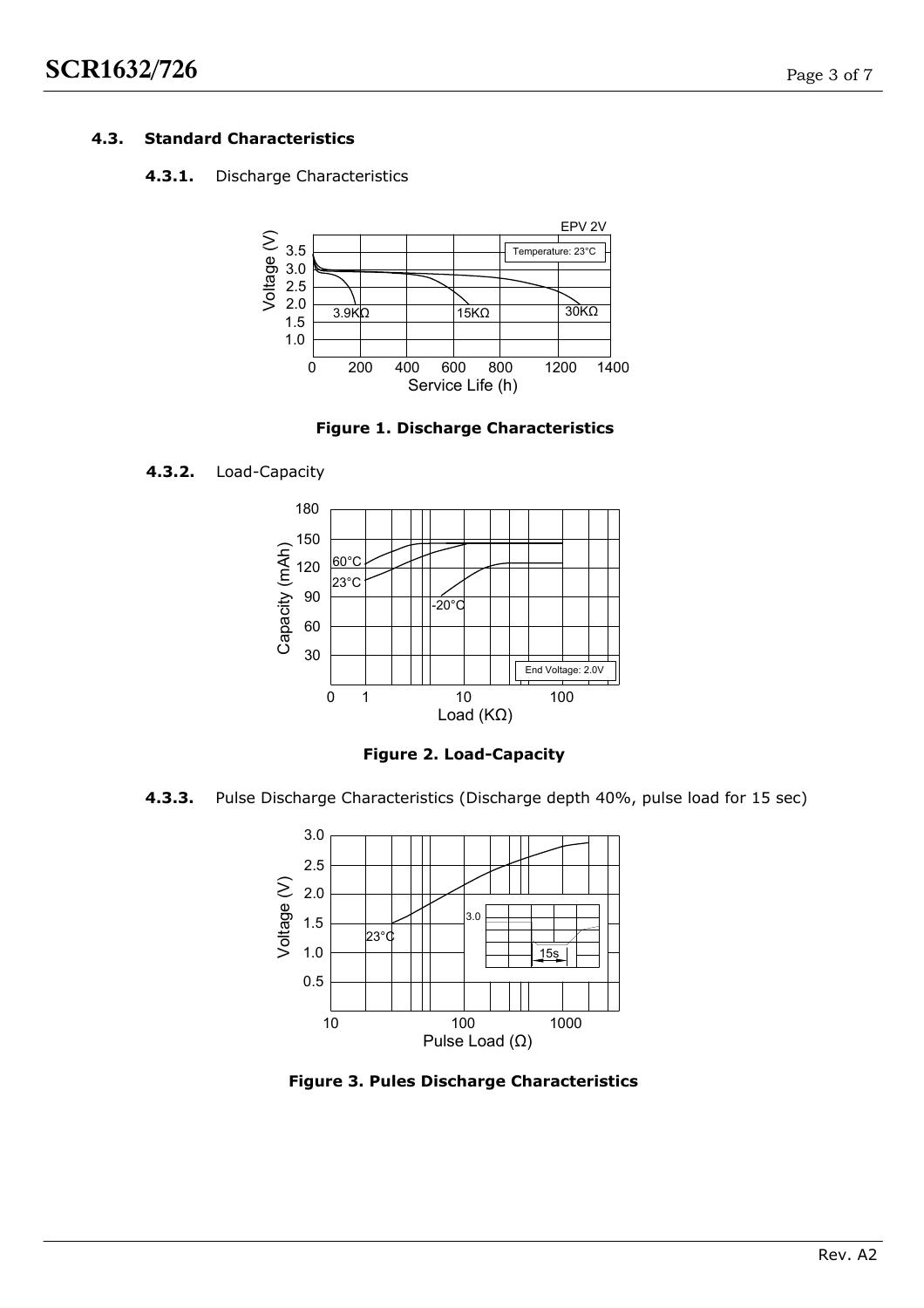### 4.3. Standard Characteristics

#### 4.3.1. Discharge Characteristics

EPV 2V

Temperature: 23°C

Voltage (V)

3.5
3.0
2.5
2.0
1.5
1.0

3.9KΩ
15KΩ
30KΩ

0 200 400 600 800 1200 1400

Service Life (h)

**Figure 1. Discharge Characteristics**

#### 4.3.2. Load-Capacity

Capacity (mAh)

180
150
120
90
60
30

60°C
23°C
-20°C

End Voltage: 2.0V

0 1 10 100

Load (KΩ)

**Figure 2. Load-Capacity**

#### 4.3.3. Pulse Discharge Characteristics (Discharge depth 40%, pulse load for 15 sec)

Voltage (V)

3.0
2.5
2.0
1.5
1.0
0.5

23°C

3.0

15s

10 100 1000

Pulse Load (Ω)

**Figure 3. Pules Discharge Characteristics**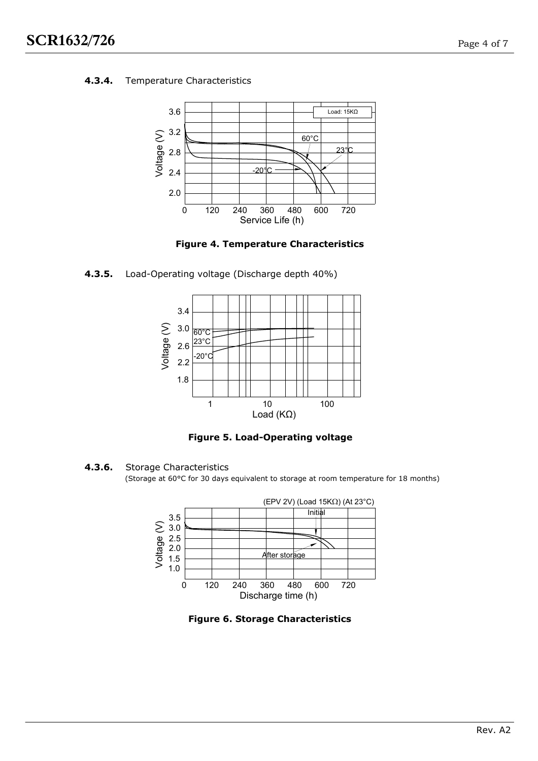#### 4.3.4. Temperature Characteristics

Load: 15KΩ

3.6
3.2
2.8
2.4
2.0

Voltage (V)

60°C
23°C
-20°C

0 120 240 360 480 600 720

Service Life (h)

**Figure 4. Temperature Characteristics**

#### 4.3.5. Load-Operating voltage (Discharge depth 40%)

3.4
3.0
2.6
2.2
1.8

Voltage (V)

60°C
23°C
-20°C

1 10 100

Load (KΩ)

**Figure 5. Load-Operating voltage**

#### 4.3.6. Storage Characteristics

(Storage at 60°C for 30 days equivalent to storage at room temperature for 18 months)

(EPV 2V) (Load 15KΩ) (At 23°C)

3.5
3.0
2.5
2.0
1.5
1.0

Voltage (V)

Initial
After storage

0 120 240 360 480 600 720

Discharge time (h)

**Figure 6. Storage Characteristics**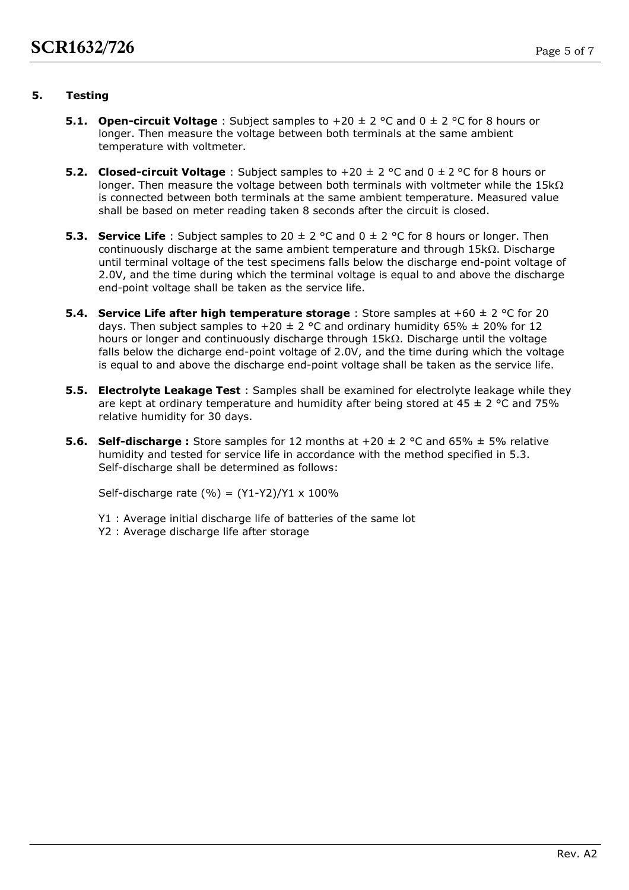## 5. Testing

**5.1. Open-circuit Voltage** : Subject samples to +20 ± 2 °C and 0 ± 2 °C for 8 hours or longer. Then measure the voltage between both terminals at the same ambient temperature with voltmeter.

**5.2. Closed-circuit Voltage** : Subject samples to +20 ± 2 °C and 0 ± 2 °C for 8 hours or longer. Then measure the voltage between both terminals with voltmeter while the 15kΩ is connected between both terminals at the same ambient temperature. Measured value shall be based on meter reading taken 8 seconds after the circuit is closed.

**5.3. Service Life** : Subject samples to 20 ± 2 °C and 0 ± 2 °C for 8 hours or longer. Then continuously discharge at the same ambient temperature and through 15kΩ. Discharge until terminal voltage of the test specimens falls below the discharge end-point voltage of 2.0V, and the time during which the terminal voltage is equal to and above the discharge end-point voltage shall be taken as the service life.

**5.4. Service Life after high temperature storage** : Store samples at +60 ± 2 °C for 20 days. Then subject samples to +20 ± 2 °C and ordinary humidity 65% ± 20% for 12 hours or longer and continuously discharge through 15kΩ. Discharge until the voltage falls below the dicharge end-point voltage of 2.0V, and the time during which the voltage is equal to and above the discharge end-point voltage shall be taken as the service life.

**5.5. Electrolyte Leakage Test** : Samples shall be examined for electrolyte leakage while they are kept at ordinary temperature and humidity after being stored at 45 ± 2 °C and 75% relative humidity for 30 days.

**5.6. Self-discharge :** Store samples for 12 months at +20 ± 2 °C and 65% ± 5% relative humidity and tested for service life in accordance with the method specified in 5.3. Self-discharge shall be determined as follows:

Self-discharge rate (%) = (Y1-Y2)/Y1 x 100%

Y1 : Average initial discharge life of batteries of the same lot
Y2 : Average discharge life after storage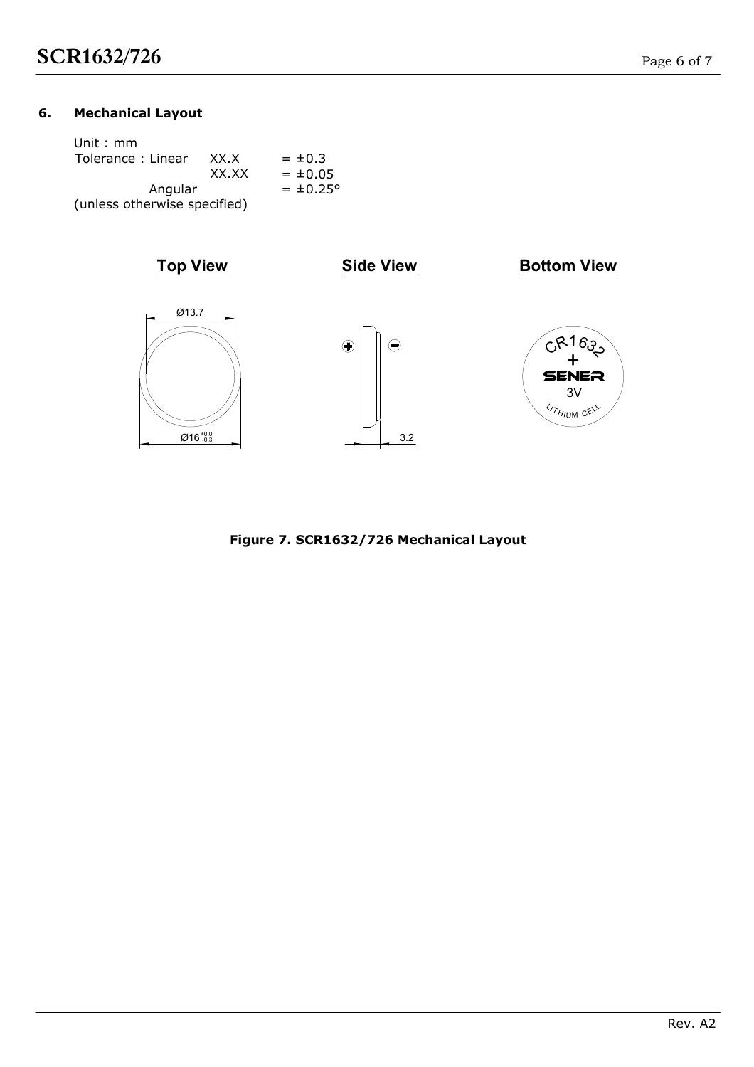## 6. Mechanical Layout

Unit : mm

Tolerance : Linear XX.X = ±0.3

XX.XX = ±0.05

Angular = ±0.25°

(unless otherwise specified)

Top View

Side View

Bottom View

Ø13.7

Ø16 $^{+0.0}_{-0.3}$

3.2

CR1632

+

SENER

3V

LITHIUM CELL

**Figure 7. SCR1632/726 Mechanical Layout**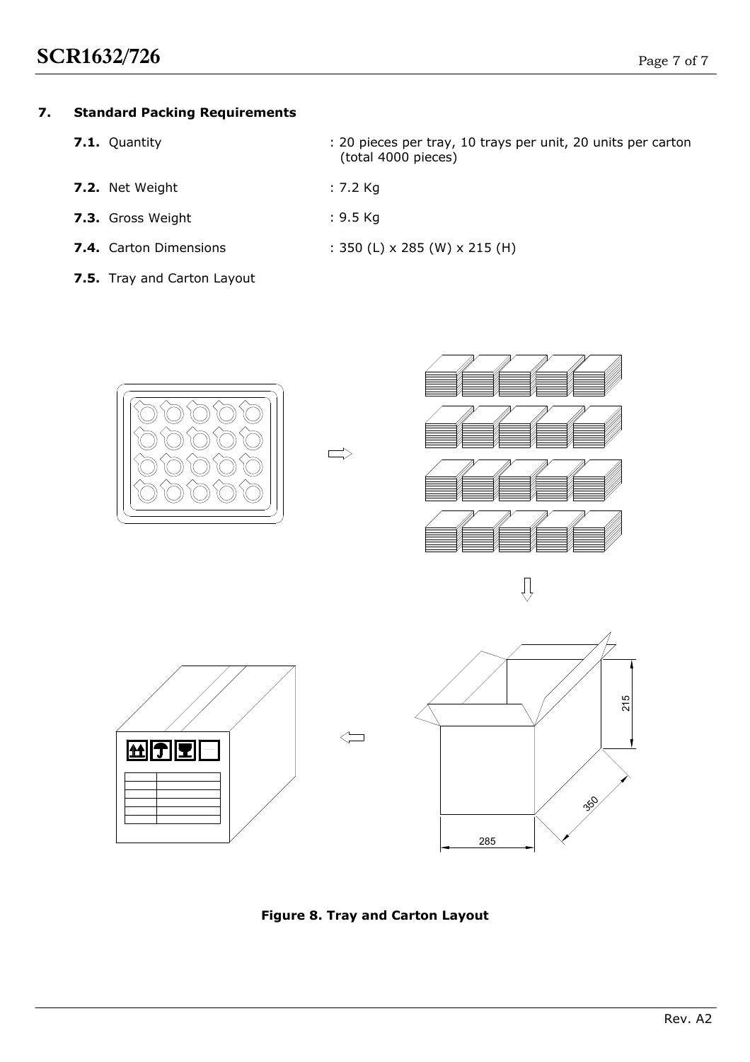## 7. Standard Packing Requirements

**7.1.** Quantity : 20 pieces per tray, 10 trays per unit, 20 units per carton (total 4000 pieces)

**7.2.** Net Weight : 7.2 Kg

**7.3.** Gross Weight : 9.5 Kg

**7.4.** Carton Dimensions : 350 (L) x 285 (W) x 215 (H)

**7.5.** Tray and Carton Layout

215

350

285

**Figure 8. Tray and Carton Layout**